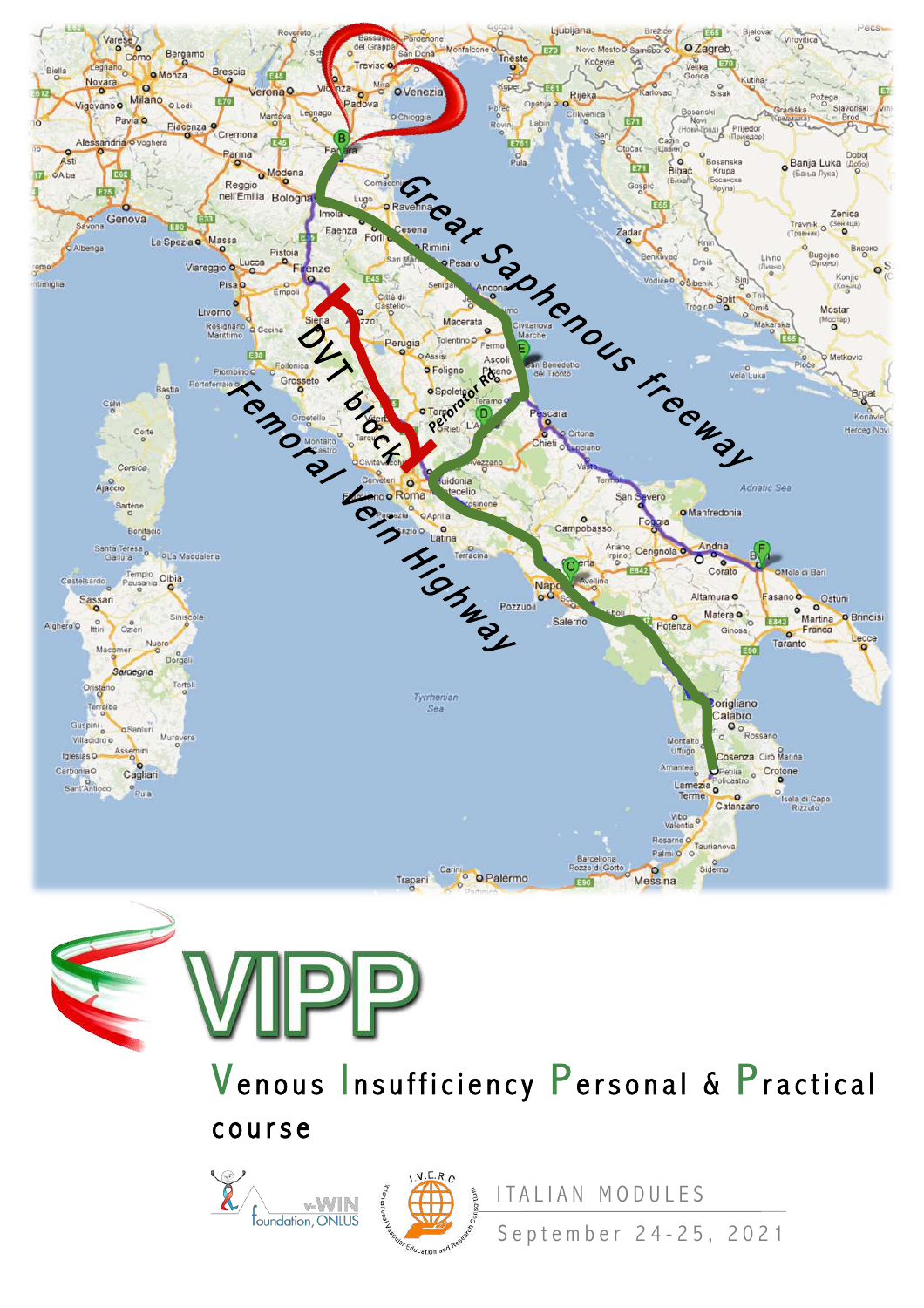Great Saphenous freeway

DVT block

Femoral Vein Highway

Perorator Rd.

# VIPP

## Venous Insufficiency Personal & Practical course

v-WIN foundation, ONLUS

I.V.E.R.C. International Vascular Education and Research Consortium

ITALIAN MODULES

September 24-25, 2021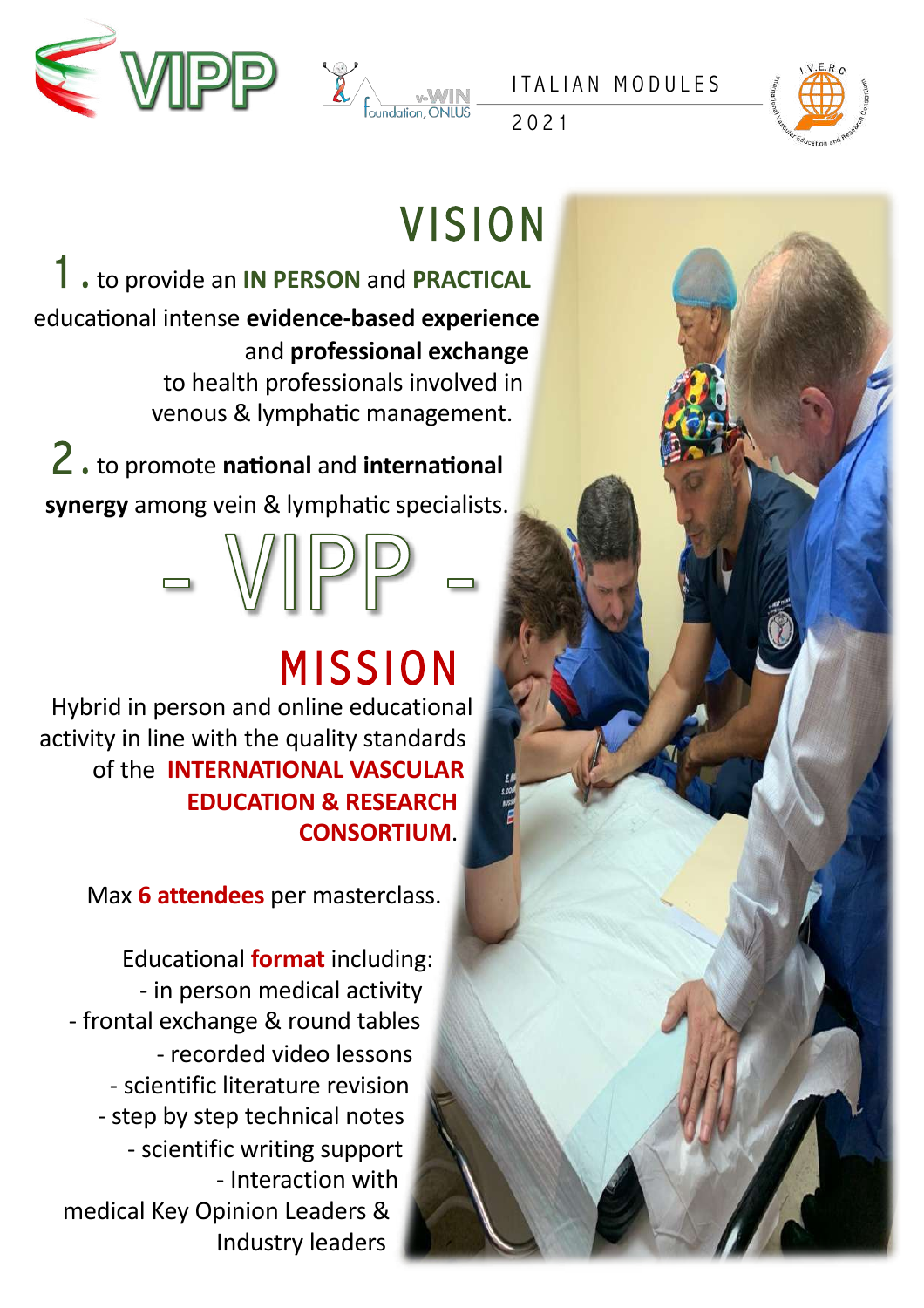ITALIAN MODULES

2021

# VISION

1. to provide an **IN PERSON** and **PRACTICAL** educational intense **evidence-based experience** and **professional exchange** to health professionals involved in venous & lymphatic management.

2. to promote **national** and **international synergy** among vein & lymphatic specialists.

# - VIPP -

# MISSION

Hybrid in person and online educational activity in line with the quality standards of the **INTERNATIONAL VASCULAR EDUCATION & RESEARCH CONSORTIUM**.

Max **6 attendees** per masterclass.

Educational **format** including:

- in person medical activity
- frontal exchange & round tables
- recorded video lessons
- scientific literature revision
- step by step technical notes
- scientific writing support
- Interaction with medical Key Opinion Leaders & Industry leaders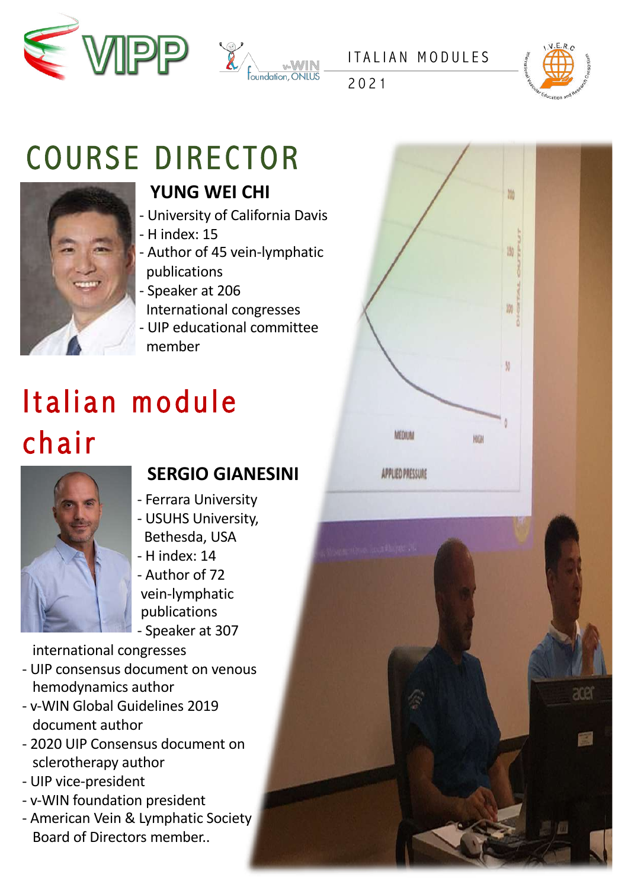ITALIAN MODULES

2021

# COURSE DIRECTOR

## YUNG WEI CHI

- University of California Davis
- H index: 15
- Author of 45 vein-lymphatic publications
- Speaker at 206 International congresses
- UIP educational committee member

# Italian module chair

## SERGIO GIANESINI

- Ferrara University
- USUHS University, Bethesda, USA
- H index: 14
- Author of 72 vein-lymphatic publications
- Speaker at 307 international congresses
- UIP consensus document on venous hemodynamics author
- v-WIN Global Guidelines 2019 document author
- 2020 UIP Consensus document on sclerotherapy author
- UIP vice-president
- v-WIN foundation president
- American Vein & Lymphatic Society Board of Directors member..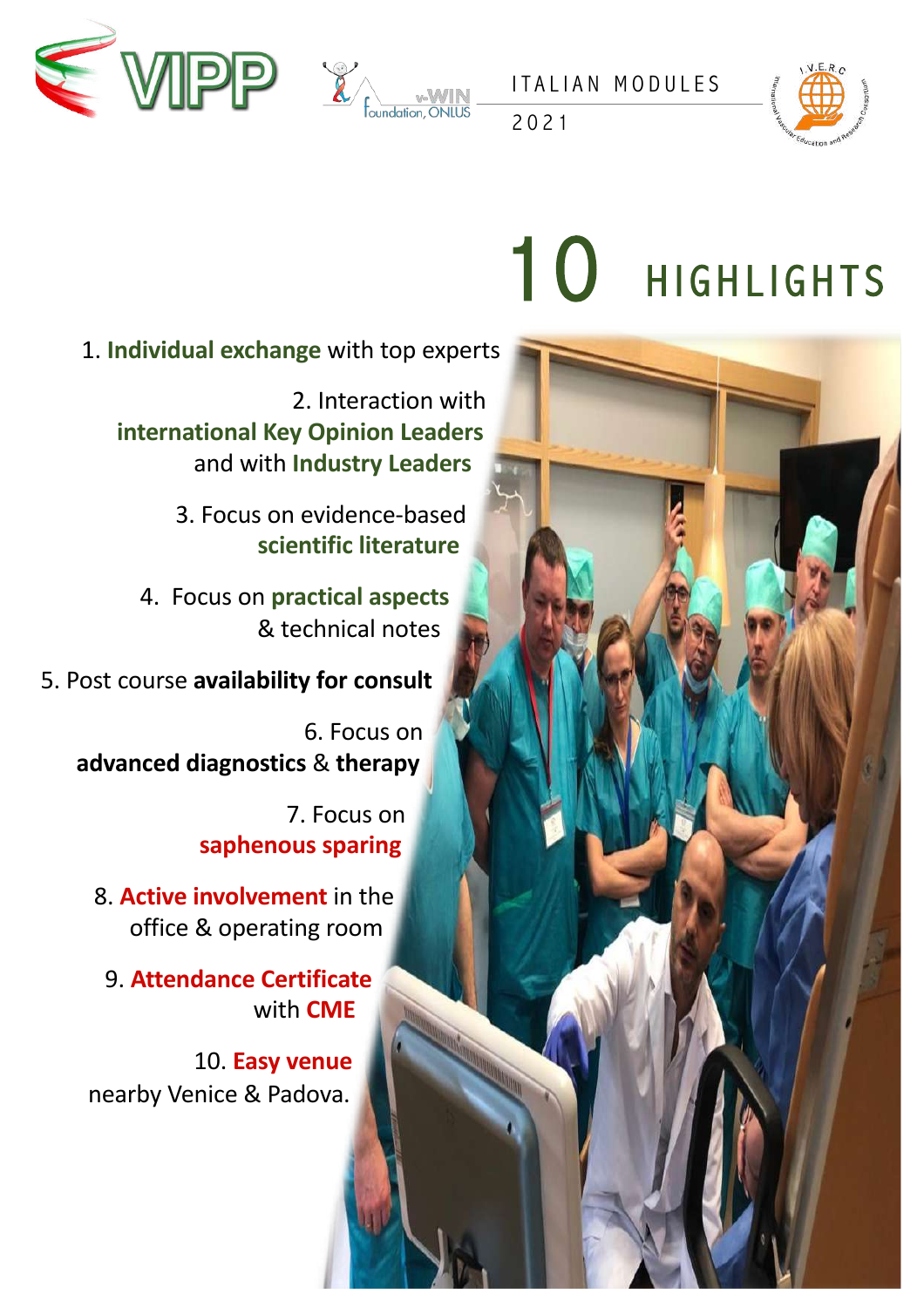ITALIAN MODULES

2021

# 10 HIGHLIGHTS

1. **Individual exchange** with top experts
2. Interaction with **international Key Opinion Leaders** and with **Industry Leaders**
3. Focus on evidence-based **scientific literature**
4. Focus on **practical aspects** & technical notes
5. Post course **availability for consult**
6. Focus on **advanced diagnostics** & **therapy**
7. Focus on **saphenous sparing**
8. **Active involvement** in the office & operating room
9. **Attendance Certificate** with **CME**
10. **Easy venue** nearby Venice & Padova.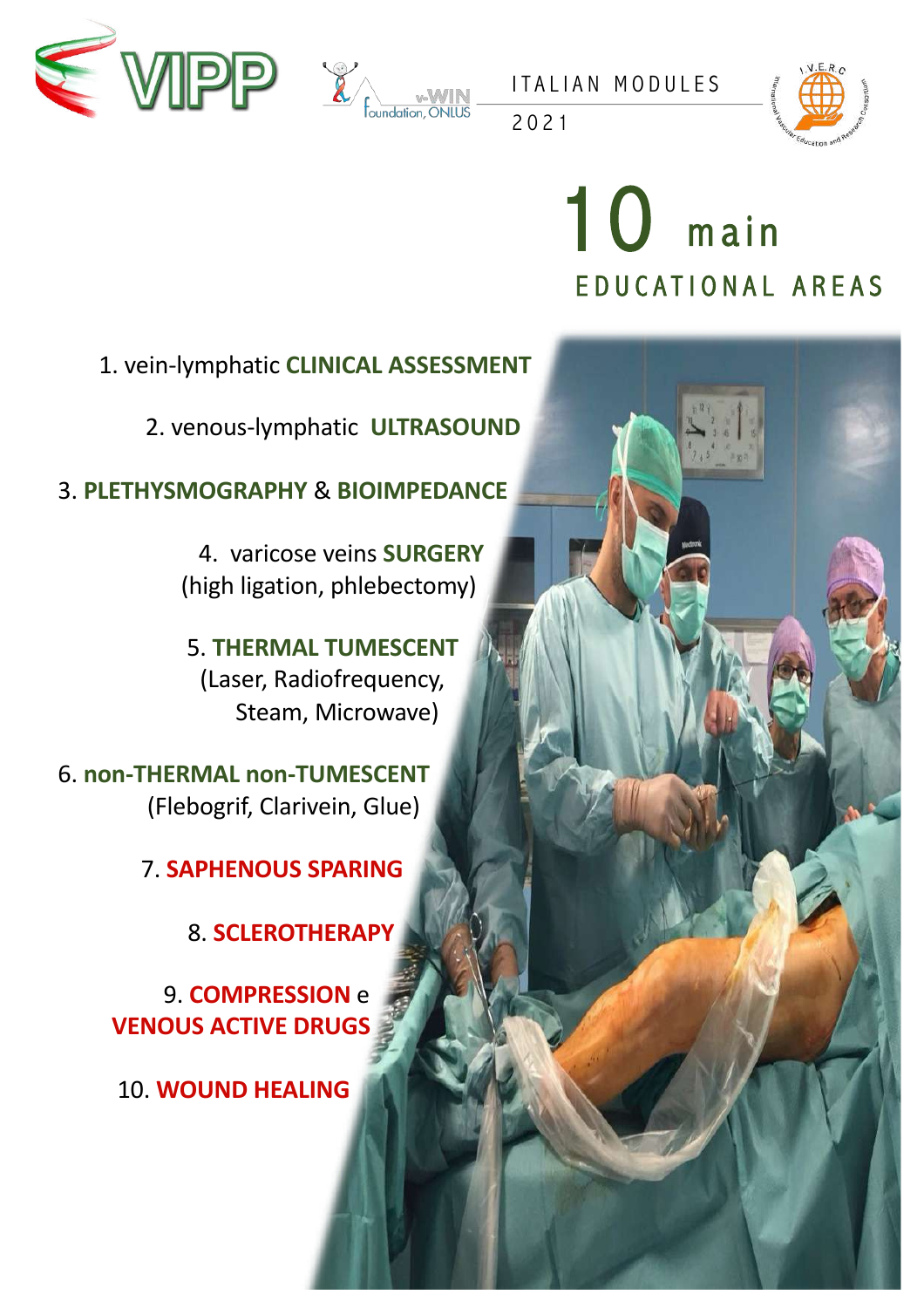ITALIAN MODULES

2021

# 10 main EDUCATIONAL AREAS

1. vein-lymphatic **CLINICAL ASSESSMENT**
2. venous-lymphatic **ULTRASOUND**
3. **PLETHYSMOGRAPHY** & **BIOIMPEDANCE**
4. varicose veins **SURGERY** (high ligation, phlebectomy)
5. **THERMAL TUMESCENT** (Laser, Radiofrequency, Steam, Microwave)
6. **non-THERMAL non-TUMESCENT** (Flebogrif, Clarivein, Glue)
7. **SAPHENOUS SPARING**
8. **SCLEROTHERAPY**
9. **COMPRESSION** e **VENOUS ACTIVE DRUGS**
10. **WOUND HEALING**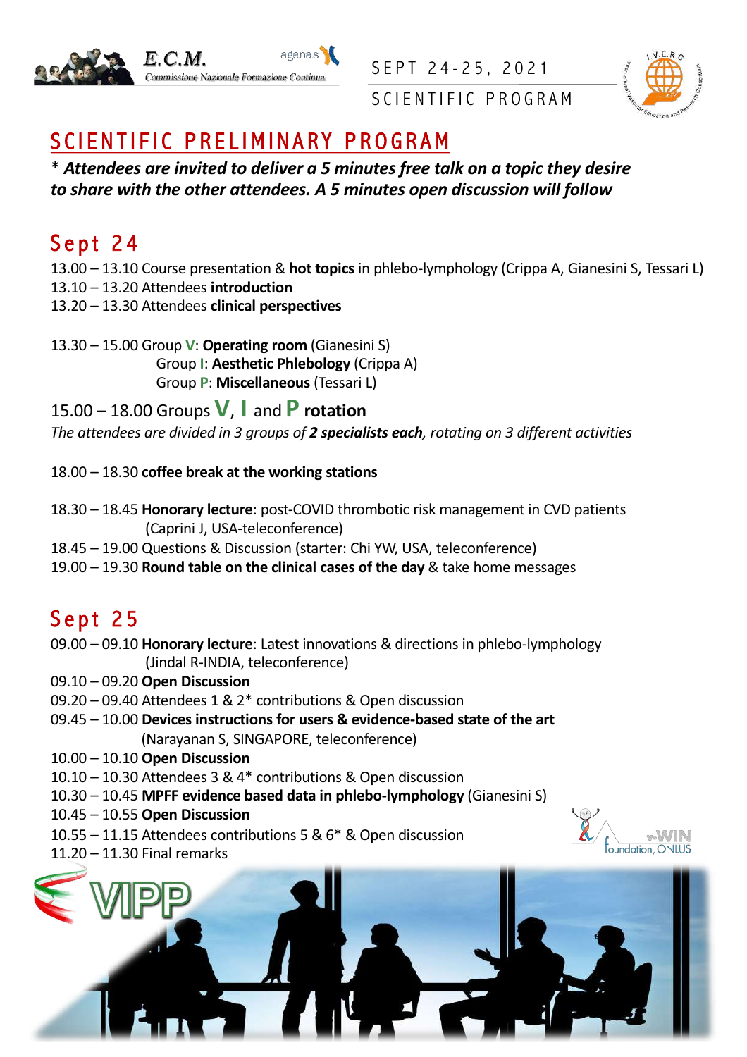E.C.M.
Commissione Nazionale Formazione Continua

agenas

SEPT 24-25, 2021

SCIENTIFIC PROGRAM

# SCIENTIFIC PRELIMINARY PROGRAM

\* ***Attendees are invited to deliver a 5 minutes free talk on a topic they desire to share with the other attendees. A 5 minutes open discussion will follow***

## Sept 24

13.00 – 13.10 Course presentation & **hot topics** in phlebo-lymphology (Crippa A, Gianesini S, Tessari L)
13.10 – 13.20 Attendees **introduction**
13.20 – 13.30 Attendees **clinical perspectives**

13.30 – 15.00 Group **V**: **Operating room** (Gianesini S)
Group **I**: **Aesthetic Phlebology** (Crippa A)
Group **P**: **Miscellaneous** (Tessari L)

15.00 – 18.00 Groups **V**, **I** and **P** **rotation**
*The attendees are divided in 3 groups of **2 specialists each**, rotating on 3 different activities*

18.00 – 18.30 **coffee break at the working stations**

18.30 – 18.45 **Honorary lecture**: post-COVID thrombotic risk management in CVD patients (Caprini J, USA-teleconference)
18.45 – 19.00 Questions & Discussion (starter: Chi YW, USA, teleconference)
19.00 – 19.30 **Round table on the clinical cases of the day** & take home messages

## Sept 25

09.00 – 09.10 **Honorary lecture**: Latest innovations & directions in phlebo-lymphology (Jindal R-INDIA, teleconference)
09.10 – 09.20 **Open Discussion**
09.20 – 09.40 Attendees 1 & 2* contributions & Open discussion
09.45 – 10.00 **Devices instructions for users & evidence-based state of the art** (Narayanan S, SINGAPORE, teleconference)
10.00 – 10.10 **Open Discussion**
10.10 – 10.30 Attendees 3 & 4* contributions & Open discussion
10.30 – 10.45 **MPFF evidence based data in phlebo-lymphology** (Gianesini S)
10.45 – 10.55 **Open Discussion**
10.55 – 11.15 Attendees contributions 5 & 6* & Open discussion
11.20 – 11.30 Final remarks

v-WIN Foundation, ONLUS

VIPP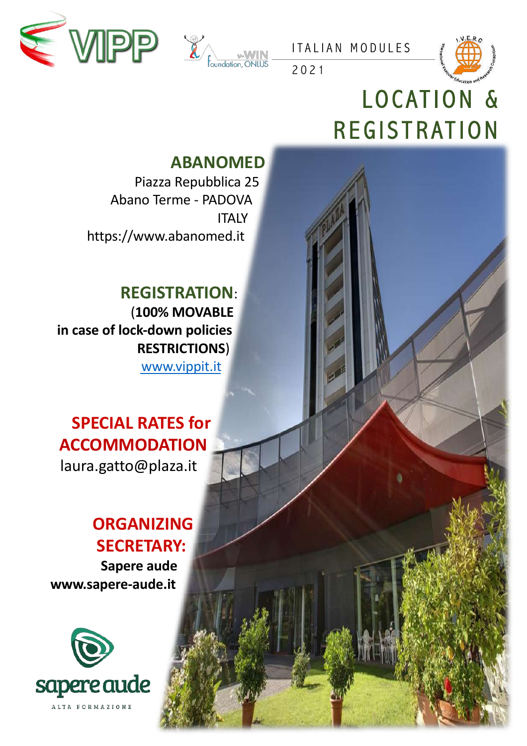ITALIAN MODULES

2021

# LOCATION & REGISTRATION

## ABANOMED

Piazza Repubblica 25
Abano Terme - PADOVA
ITALY
https://www.abanomed.it

## REGISTRATION:

(**100% MOVABLE in case of lock-down policies RESTRICTIONS**)
www.vippit.it

## SPECIAL RATES for ACCOMMODATION

laura.gatto@plaza.it

## ORGANIZING SECRETARY:

**Sapere aude**
**www.sapere-aude.it**

sapere aude
ALTA FORMAZIONE